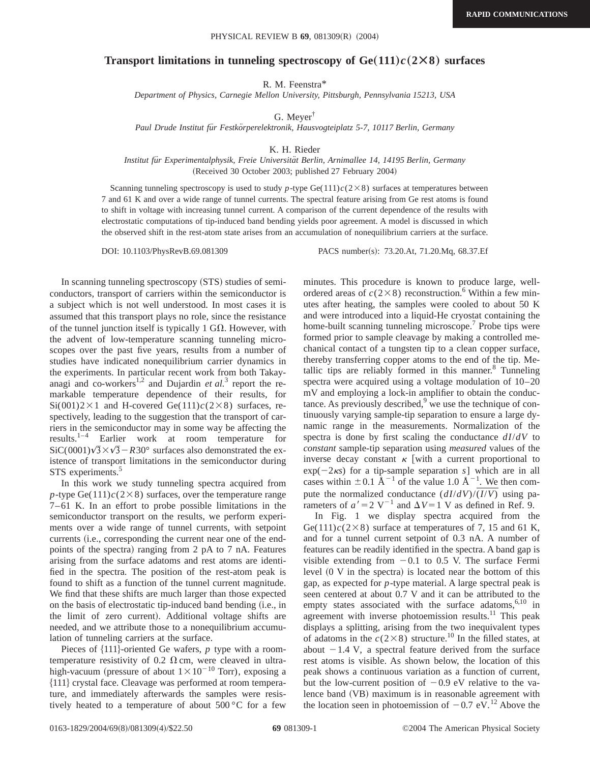RAPID COMMUNICATIONS

# Transport limitations in tunneling spectroscopy of Ge(111)$c(2\times8)$ surfaces

R. M. Feenstra*

*Department of Physics, Carnegie Mellon University, Pittsburgh, Pennsylvania 15213, USA*

G. Meyer†

*Paul Drude Institut für Festkörperelektronik, Hausvogteiplatz 5-7, 10117 Berlin, Germany*

K. H. Rieder

*Institut für Experimentalphysik, Freie Universität Berlin, Arnimallee 14, 14195 Berlin, Germany*

(Received 30 October 2003; published 27 February 2004)

Scanning tunneling spectroscopy is used to study *p*-type Ge(111)$c(2\times8)$ surfaces at temperatures between 7 and 61 K and over a wide range of tunnel currents. The spectral feature arising from Ge rest atoms is found to shift in voltage with increasing tunnel current. A comparison of the current dependence of the results with electrostatic computations of tip-induced band bending yields poor agreement. A model is discussed in which the observed shift in the rest-atom state arises from an accumulation of nonequilibrium carriers at the surface.

DOI: 10.1103/PhysRevB.69.081309 PACS number(s): 73.20.At, 71.20.Mq, 68.37.Ef

In scanning tunneling spectroscopy (STS) studies of semiconductors, transport of carriers within the semiconductor is a subject which is not well understood. In most cases it is assumed that this transport plays no role, since the resistance of the tunnel junction itself is typically 1 GΩ. However, with the advent of low-temperature scanning tunneling microscopes over the past five years, results from a number of studies have indicated nonequilibrium carrier dynamics in the experiments. In particular recent work from both Takayanagi and co-workers[1,2] and Dujardin *et al.*[3] report the remarkable temperature dependence of their results, for Si(001)$2\times1$ and H-covered Ge(111)$c(2\times8)$ surfaces, respectively, leading to the suggestion that the transport of carriers in the semiconductor may in some way be affecting the results.[1–4] Earlier work at room temperature for SiC(0001)$\sqrt{3}\times\sqrt{3}-R30°$ surfaces also demonstrated the existence of transport limitations in the semiconductor during STS experiments.[5]

In this work we study tunneling spectra acquired from *p*-type Ge(111)$c(2\times8)$ surfaces, over the temperature range 7–61 K. In an effort to probe possible limitations in the semiconductor transport on the results, we perform experiments over a wide range of tunnel currents, with setpoint currents (i.e., corresponding the current near one of the endpoints of the spectra) ranging from 2 pA to 7 nA. Features arising from the surface adatoms and rest atoms are identified in the spectra. The position of the rest-atom peak is found to shift as a function of the tunnel current magnitude. We find that these shifts are much larger than those expected on the basis of electrostatic tip-induced band bending (i.e., in the limit of zero current). Additional voltage shifts are needed, and we attribute those to a nonequilibrium accumulation of tunneling carriers at the surface.

Pieces of {111}-oriented Ge wafers, *p* type with a room-temperature resistivity of 0.2 Ω cm, were cleaved in ultra-high-vacuum (pressure of about $1\times10^{-10}$ Torr), exposing a {111} crystal face. Cleavage was performed at room temperature, and immediately afterwards the samples were resistively heated to a temperature of about 500 °C for a few minutes. This procedure is known to produce large, well-ordered areas of $c(2\times8)$ reconstruction.[6] Within a few minutes after heating, the samples were cooled to about 50 K and were introduced into a liquid-He cryostat containing the home-built scanning tunneling microscope.[7] Probe tips were formed prior to sample cleavage by making a controlled mechanical contact of a tungsten tip to a clean copper surface, thereby transferring copper atoms to the end of the tip. Metallic tips are reliably formed in this manner.[8] Tunneling spectra were acquired using a voltage modulation of 10–20 mV and employing a lock-in amplifier to obtain the conductance. As previously described,[9] we use the technique of continuously varying sample-tip separation to ensure a large dynamic range in the measurements. Normalization of the spectra is done by first scaling the conductance $dI/dV$ to *constant* sample-tip separation using *measured* values of the inverse decay constant $\kappa$ [with a current proportional to $\exp(-2\kappa s)$ for a tip-sample separation $s$] which are in all cases within $\pm0.1$ Å$^{-1}$ of the value 1.0 Å$^{-1}$. We then compute the normalized conductance $(dI/dV)/\overline{(I/V)}$ using parameters of $a'=2$ V$^{-1}$ and $\Delta V=1$ V as defined in Ref. 9.

In Fig. 1 we display spectra acquired from the Ge(111)$c(2\times8)$ surface at temperatures of 7, 15 and 61 K, and for a tunnel current setpoint of 0.3 nA. A number of features can be readily identified in the spectra. A band gap is visible extending from $-0.1$ to 0.5 V. The surface Fermi level (0 V in the spectra) is located near the bottom of this gap, as expected for *p*-type material. A large spectral peak is seen centered at about 0.7 V and it can be attributed to the empty states associated with the surface adatoms,[6,10] in agreement with inverse photoemission results.[11] This peak displays a splitting, arising from the two inequivalent types of adatoms in the $c(2\times8)$ structure.[10] In the filled states, at about $-1.4$ V, a spectral feature derived from the surface rest atoms is visible. As shown below, the location of this peak shows a continuous variation as a function of current, but the low-current position of $-0.9$ eV relative to the valence band (VB) maximum is in reasonable agreement with the location seen in photoemission of $-0.7$ eV.[12] Above the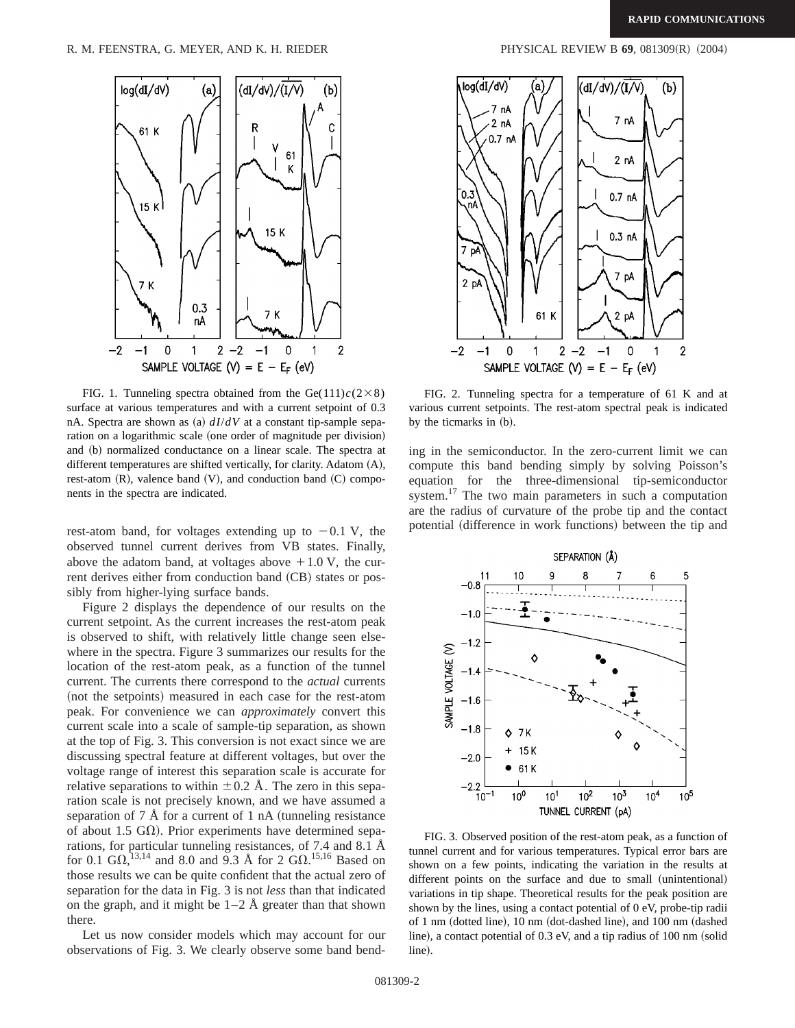FIG. 1. Tunneling spectra obtained from the Ge(111)$c(2\times8)$ surface at various temperatures and with a current setpoint of 0.3 nA. Spectra are shown as (a) $dI/dV$ at a constant tip-sample separation on a logarithmic scale (one order of magnitude per division) and (b) normalized conductance on a linear scale. The spectra at different temperatures are shifted vertically, for clarity. Adatom (A), rest-atom (R), valence band (V), and conduction band (C) components in the spectra are indicated.

rest-atom band, for voltages extending up to $-0.1$ V, the observed tunnel current derives from VB states. Finally, above the adatom band, at voltages above $+1.0$ V, the current derives either from conduction band (CB) states or possibly from higher-lying surface bands.

Figure 2 displays the dependence of our results on the current setpoint. As the current increases the rest-atom peak is observed to shift, with relatively little change seen elsewhere in the spectra. Figure 3 summarizes our results for the location of the rest-atom peak, as a function of the tunnel current. The currents there correspond to the *actual* currents (not the setpoints) measured in each case for the rest-atom peak. For convenience we can *approximately* convert this current scale into a scale of sample-tip separation, as shown at the top of Fig. 3. This conversion is not exact since we are discussing spectral feature at different voltages, but over the voltage range of interest this separation scale is accurate for relative separations to within $\pm0.2$ Å. The zero in this separation scale is not precisely known, and we have assumed a separation of 7 Å for a current of 1 nA (tunneling resistance of about 1.5 GΩ). Prior experiments have determined separations, for particular tunneling resistances, of 7.4 and 8.1 Å for 0.1 GΩ,[13,14] and 8.0 and 9.3 Å for 2 GΩ.[15,16] Based on those results we can be quite confident that the actual zero of separation for the data in Fig. 3 is not *less* than that indicated on the graph, and it might be 1–2 Å greater than that shown there.

Let us now consider models which may account for our observations of Fig. 3. We clearly observe some band bending in the semiconductor. In the zero-current limit we can compute this band bending simply by solving Poisson's equation for the three-dimensional tip-semiconductor system.[17] The two main parameters in such a computation are the radius of curvature of the probe tip and the contact potential (difference in work functions) between the tip and

FIG. 2. Tunneling spectra for a temperature of 61 K and at various current setpoints. The rest-atom spectral peak is indicated by the ticmarks in (b).

FIG. 3. Observed position of the rest-atom peak, as a function of tunnel current and for various temperatures. Typical error bars are shown on a few points, indicating the variation in the results at different points on the surface and due to small (unintentional) variations in tip shape. Theoretical results for the peak position are shown by the lines, using a contact potential of 0 eV, probe-tip radii of 1 nm (dotted line), 10 nm (dot-dashed line), and 100 nm (dashed line), a contact potential of 0.3 eV, and a tip radius of 100 nm (solid line).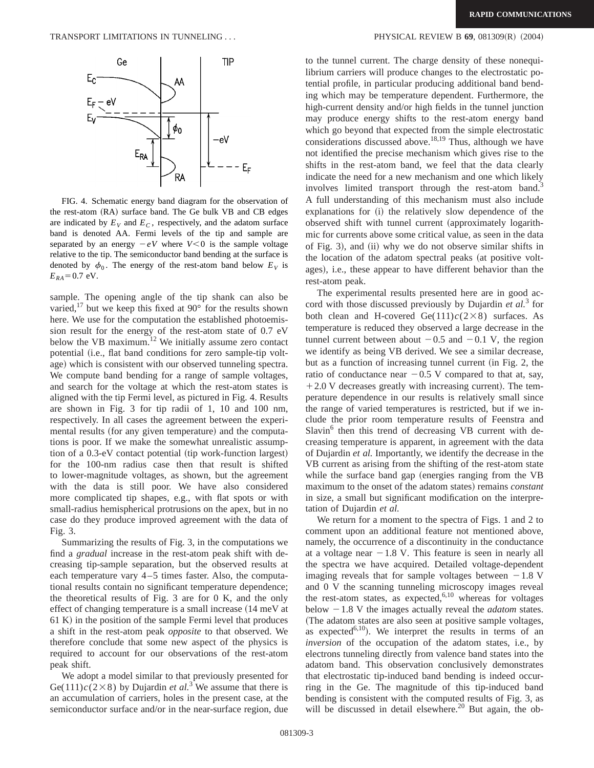FIG. 4. Schematic energy band diagram for the observation of the rest-atom (RA) surface band. The Ge bulk VB and CB edges are indicated by $E_V$ and $E_C$, respectively, and the adatom surface band is denoted AA. Fermi levels of the tip and sample are separated by an energy $-eV$ where $V<0$ is the sample voltage relative to the tip. The semiconductor band bending at the surface is denoted by $\phi_0$. The energy of the rest-atom band below $E_V$ is $E_{RA}=0.7$ eV.

sample. The opening angle of the tip shank can also be varied,[17] but we keep this fixed at 90° for the results shown here. We use for the computation the established photoemission result for the energy of the rest-atom state of 0.7 eV below the VB maximum.[12] We initially assume zero contact potential (i.e., flat band conditions for zero sample-tip voltage) which is consistent with our observed tunneling spectra. We compute band bending for a range of sample voltages, and search for the voltage at which the rest-atom states is aligned with the tip Fermi level, as pictured in Fig. 4. Results are shown in Fig. 3 for tip radii of 1, 10 and 100 nm, respectively. In all cases the agreement between the experimental results (for any given temperature) and the computations is poor. If we make the somewhat unrealistic assumption of a 0.3-eV contact potential (tip work-function largest) for the 100-nm radius case then that result is shifted to lower-magnitude voltages, as shown, but the agreement with the data is still poor. We have also considered more complicated tip shapes, e.g., with flat spots or with small-radius hemispherical protrusions on the apex, but in no case do they produce improved agreement with the data of Fig. 3.

Summarizing the results of Fig. 3, in the computations we find a *gradual* increase in the rest-atom peak shift with decreasing tip-sample separation, but the observed results at each temperature vary 4–5 times faster. Also, the computational results contain no significant temperature dependence; the theoretical results of Fig. 3 are for 0 K, and the only effect of changing temperature is a small increase (14 meV at 61 K) in the position of the sample Fermi level that produces a shift in the rest-atom peak *opposite* to that observed. We therefore conclude that some new aspect of the physics is required to account for our observations of the rest-atom peak shift.

We adopt a model similar to that previously presented for Ge(111)$c(2\times8)$ by Dujardin *et al.*[3] We assume that there is an accumulation of carriers, holes in the present case, at the semiconductor surface and/or in the near-surface region, due to the tunnel current. The charge density of these nonequilibrium carriers will produce changes to the electrostatic potential profile, in particular producing additional band bending which may be temperature dependent. Furthermore, the high-current density and/or high fields in the tunnel junction may produce energy shifts to the rest-atom energy band which go beyond that expected from the simple electrostatic considerations discussed above.[18,19] Thus, although we have not identified the precise mechanism which gives rise to the shifts in the rest-atom band, we feel that the data clearly indicate the need for a new mechanism and one which likely involves limited transport through the rest-atom band.[3] A full understanding of this mechanism must also include explanations for (i) the relatively slow dependence of the observed shift with tunnel current (approximately logarithmic for currents above some critical value, as seen in the data of Fig. 3), and (ii) why we do not observe similar shifts in the location of the adatom spectral peaks (at positive voltages), i.e., these appear to have different behavior than the rest-atom peak.

The experimental results presented here are in good accord with those discussed previously by Dujardin *et al.*[3] for both clean and H-covered Ge(111)$c(2\times8)$ surfaces. As temperature is reduced they observed a large decrease in the tunnel current between about $-0.5$ and $-0.1$ V, the region we identify as being VB derived. We see a similar decrease, but as a function of increasing tunnel current (in Fig. 2, the ratio of conductance near $-0.5$ V compared to that at, say, $+2.0$ V decreases greatly with increasing current). The temperature dependence in our results is relatively small since the range of varied temperatures is restricted, but if we include the prior room temperature results of Feenstra and Slavin[6] then this trend of decreasing VB current with decreasing temperature is apparent, in agreement with the data of Dujardin *et al.* Importantly, we identify the decrease in the VB current as arising from the shifting of the rest-atom state while the surface band gap (energies ranging from the VB maximum to the onset of the adatom states) remains *constant* in size, a small but significant modification on the interpretation of Dujardin *et al.*

We return for a moment to the spectra of Figs. 1 and 2 to comment upon an additional feature not mentioned above, namely, the occurrence of a discontinuity in the conductance at a voltage near $-1.8$ V. This feature is seen in nearly all the spectra we have acquired. Detailed voltage-dependent imaging reveals that for sample voltages between $-1.8$ V and 0 V the scanning tunneling microscopy images reveal the rest-atom states, as expected,[6,10] whereas for voltages below $-1.8$ V the images actually reveal the *adatom* states. (The adatom states are also seen at positive sample voltages, as expected[6,10]). We interpret the results in terms of an *inversion* of the occupation of the adatom states, i.e., by electrons tunneling directly from valence band states into the adatom band. This observation conclusively demonstrates that electrostatic tip-induced band bending is indeed occurring in the Ge. The magnitude of this tip-induced band bending is consistent with the computed results of Fig. 3, as will be discussed in detail elsewhere.[20] But again, the ob-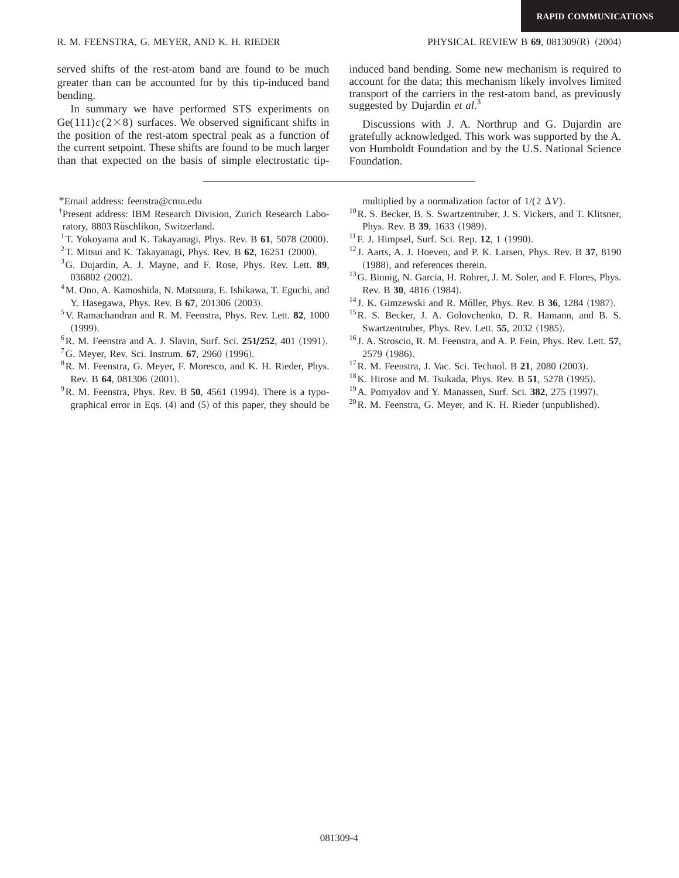served shifts of the rest-atom band are found to be much greater than can be accounted for by this tip-induced band bending.

In summary we have performed STS experiments on Ge(111)$c(2\times8)$ surfaces. We observed significant shifts in the position of the rest-atom spectral peak as a function of the current setpoint. These shifts are found to be much larger than that expected on the basis of simple electrostatic tip-induced band bending. Some new mechanism is required to account for the data; this mechanism likely involves limited transport of the carriers in the rest-atom band, as previously suggested by Dujardin *et al.*[3]

Discussions with J. A. Northrup and G. Dujardin are gratefully acknowledged. This work was supported by the A. von Humboldt Foundation and by the U.S. National Science Foundation.

---

*Email address: feenstra@cmu.edu

†Present address: IBM Research Division, Zurich Research Laboratory, 8803 Rüschlikon, Switzerland.

[1] T. Yokoyama and K. Takayanagi, Phys. Rev. B **61**, 5078 (2000).

[2] T. Mitsui and K. Takayanagi, Phys. Rev. B **62**, 16251 (2000).

[3] G. Dujardin, A. J. Mayne, and F. Rose, Phys. Rev. Lett. **89**, 036802 (2002).

[4] M. Ono, A. Kamoshida, N. Matsuura, E. Ishikawa, T. Eguchi, and Y. Hasegawa, Phys. Rev. B **67**, 201306 (2003).

[5] V. Ramachandran and R. M. Feenstra, Phys. Rev. Lett. **82**, 1000 (1999).

[6] R. M. Feenstra and A. J. Slavin, Surf. Sci. **251/252**, 401 (1991).

[7] G. Meyer, Rev. Sci. Instrum. **67**, 2960 (1996).

[8] R. M. Feenstra, G. Meyer, F. Moresco, and K. H. Rieder, Phys. Rev. B **64**, 081306 (2001).

[9] R. M. Feenstra, Phys. Rev. B **50**, 4561 (1994). There is a typographical error in Eqs. (4) and (5) of this paper, they should be multiplied by a normalization factor of $1/(2\,\Delta V)$.

[10] R. S. Becker, B. S. Swartzentruber, J. S. Vickers, and T. Klitsner, Phys. Rev. B **39**, 1633 (1989).

[11] F. J. Himpsel, Surf. Sci. Rep. **12**, 1 (1990).

[12] J. Aarts, A. J. Hoeven, and P. K. Larsen, Phys. Rev. B **37**, 8190 (1988), and references therein.

[13] G. Binnig, N. Garcia, H. Rohrer, J. M. Soler, and F. Flores, Phys. Rev. B **30**, 4816 (1984).

[14] J. K. Gimzewski and R. Möller, Phys. Rev. B **36**, 1284 (1987).

[15] R. S. Becker, J. A. Golovchenko, D. R. Hamann, and B. S. Swartzentruber, Phys. Rev. Lett. **55**, 2032 (1985).

[16] J. A. Stroscio, R. M. Feenstra, and A. P. Fein, Phys. Rev. Lett. **57**, 2579 (1986).

[17] R. M. Feenstra, J. Vac. Sci. Technol. B **21**, 2080 (2003).

[18] K. Hirose and M. Tsukada, Phys. Rev. B **51**, 5278 (1995).

[19] A. Pomyalov and Y. Manassen, Surf. Sci. **382**, 275 (1997).

[20] R. M. Feenstra, G. Meyer, and K. H. Rieder (unpublished).